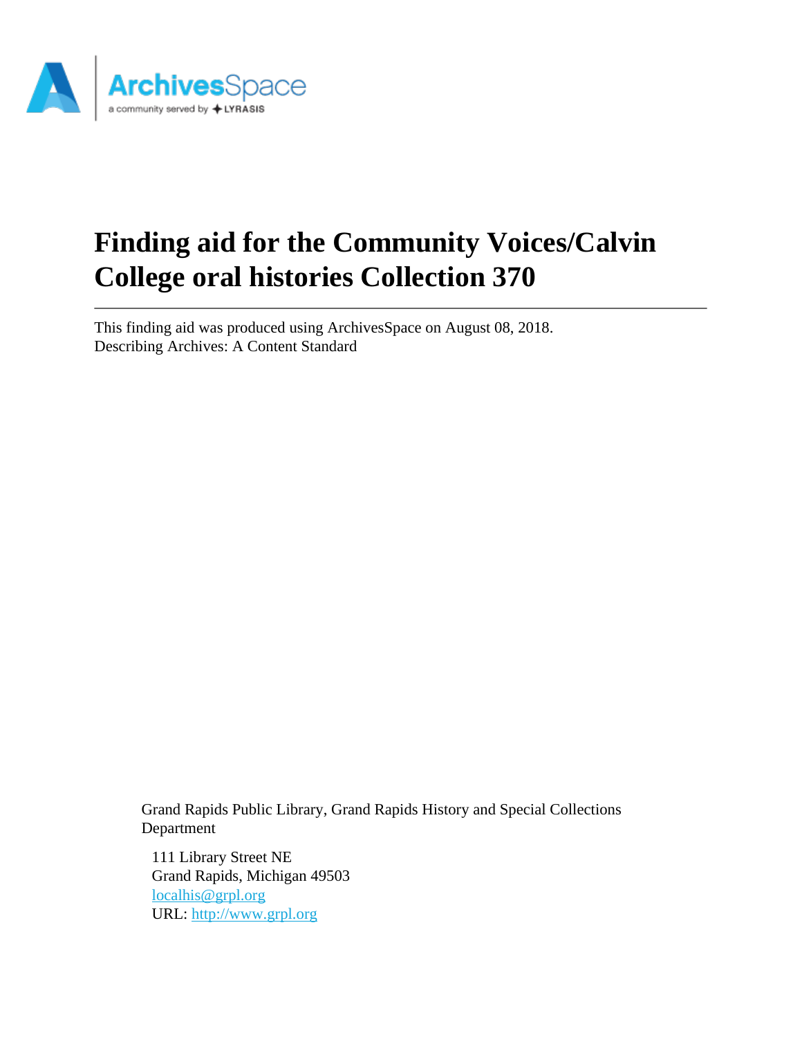# Finding aid for the Community Voices/Calvin College oral histories Collection 370

This finding aid was produced using ArchivesSpace on August 08, 2018.
Describing Archives: A Content Standard

Grand Rapids Public Library, Grand Rapids History and Special Collections Department

111 Library Street NE
Grand Rapids, Michigan 49503
localhis@grpl.org
URL: http://www.grpl.org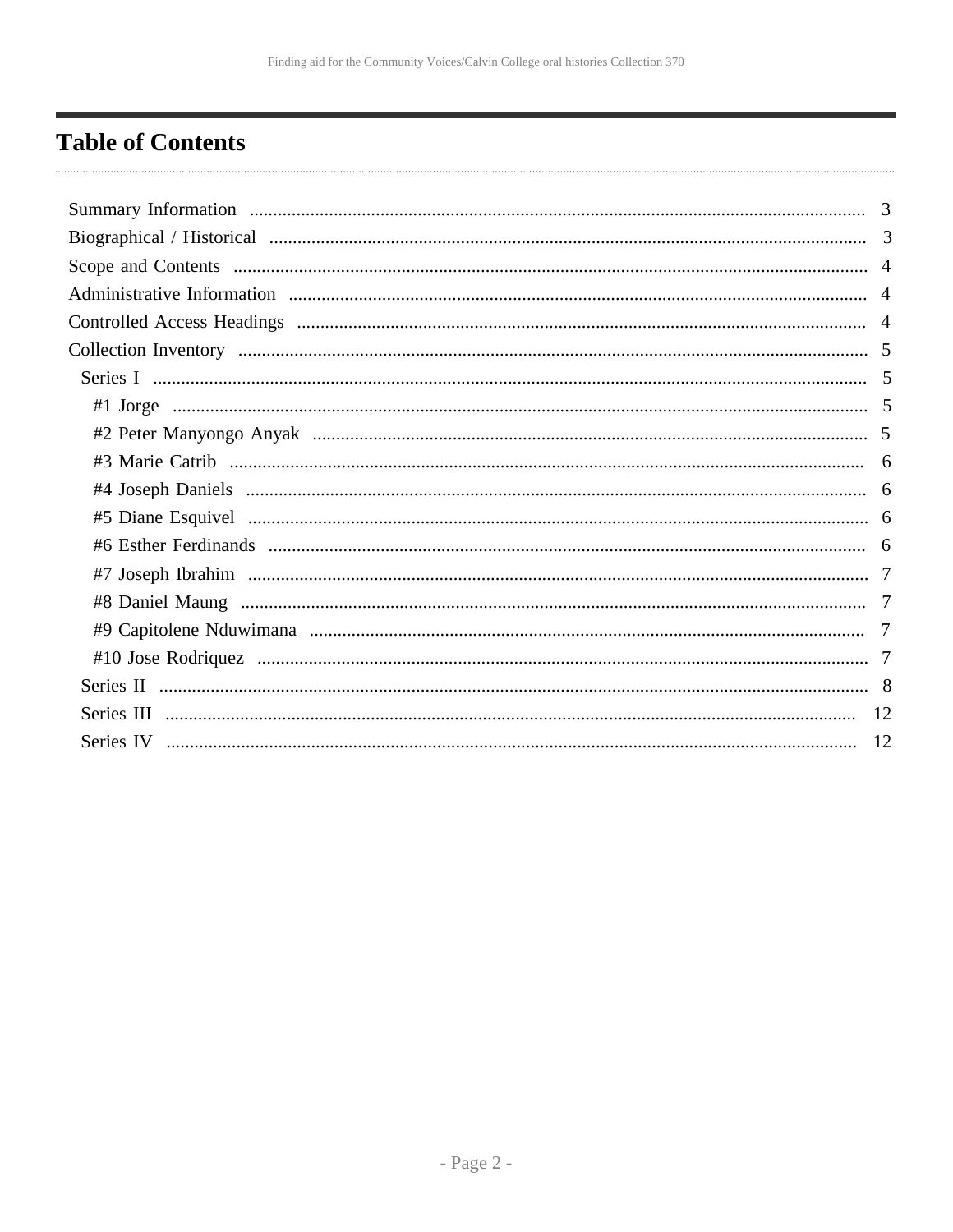# Table of Contents

- Summary Information ........ 3
- Biographical / Historical ........ 3
- Scope and Contents ........ 4
- Administrative Information ........ 4
- Controlled Access Headings ........ 4
- Collection Inventory ........ 5
  - Series I ........ 5
    - #1 Jorge ........ 5
    - #2 Peter Manyongo Anyak ........ 5
    - #3 Marie Catrib ........ 6
    - #4 Joseph Daniels ........ 6
    - #5 Diane Esquivel ........ 6
    - #6 Esther Ferdinands ........ 6
    - #7 Joseph Ibrahim ........ 7
    - #8 Daniel Maung ........ 7
    - #9 Capitolene Nduwimana ........ 7
    - #10 Jose Rodriquez ........ 7
  - Series II ........ 8
  - Series III ........ 12
  - Series IV ........ 12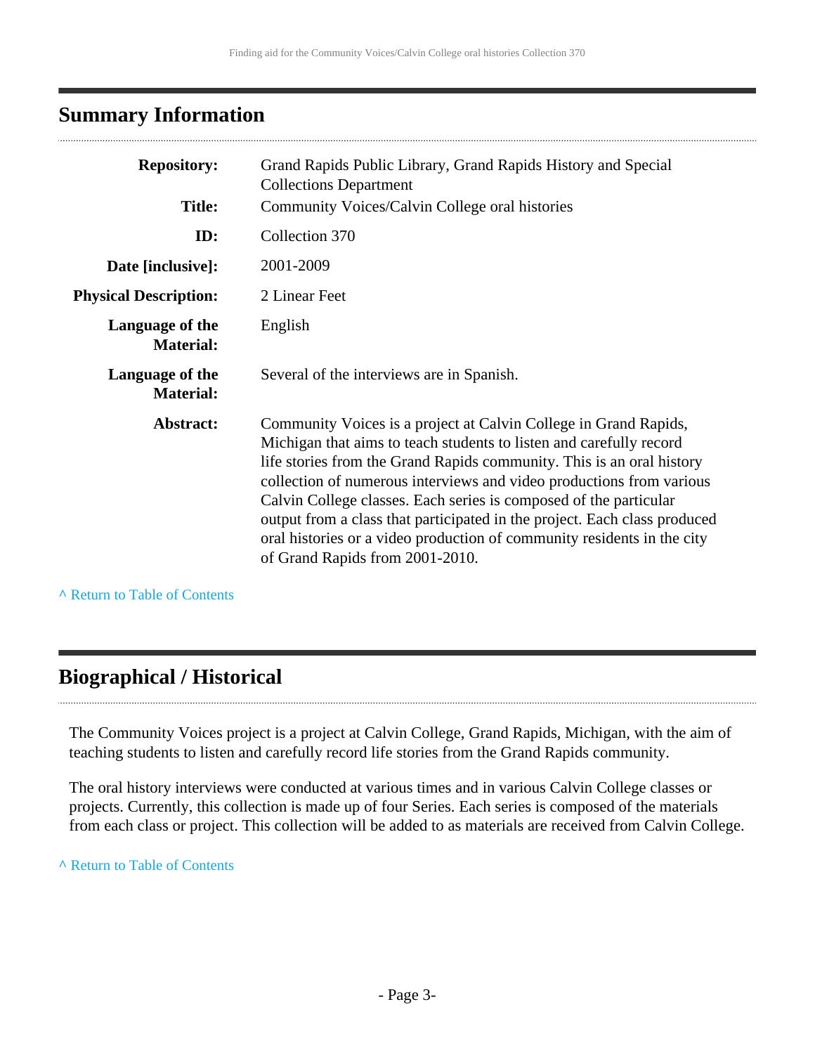## Summary Information

| | |
|---|---|
| **Repository:** | Grand Rapids Public Library, Grand Rapids History and Special Collections Department |
| **Title:** | Community Voices/Calvin College oral histories |
| **ID:** | Collection 370 |
| **Date [inclusive]:** | 2001-2009 |
| **Physical Description:** | 2 Linear Feet |
| **Language of the Material:** | English |
| **Language of the Material:** | Several of the interviews are in Spanish. |
| **Abstract:** | Community Voices is a project at Calvin College in Grand Rapids, Michigan that aims to teach students to listen and carefully record life stories from the Grand Rapids community. This is an oral history collection of numerous interviews and video productions from various Calvin College classes. Each series is composed of the particular output from a class that participated in the project. Each class produced oral histories or a video production of community residents in the city of Grand Rapids from 2001-2010. |

^ Return to Table of Contents

## Biographical / Historical

The Community Voices project is a project at Calvin College, Grand Rapids, Michigan, with the aim of teaching students to listen and carefully record life stories from the Grand Rapids community.

The oral history interviews were conducted at various times and in various Calvin College classes or projects. Currently, this collection is made up of four Series. Each series is composed of the materials from each class or project. This collection will be added to as materials are received from Calvin College.

^ Return to Table of Contents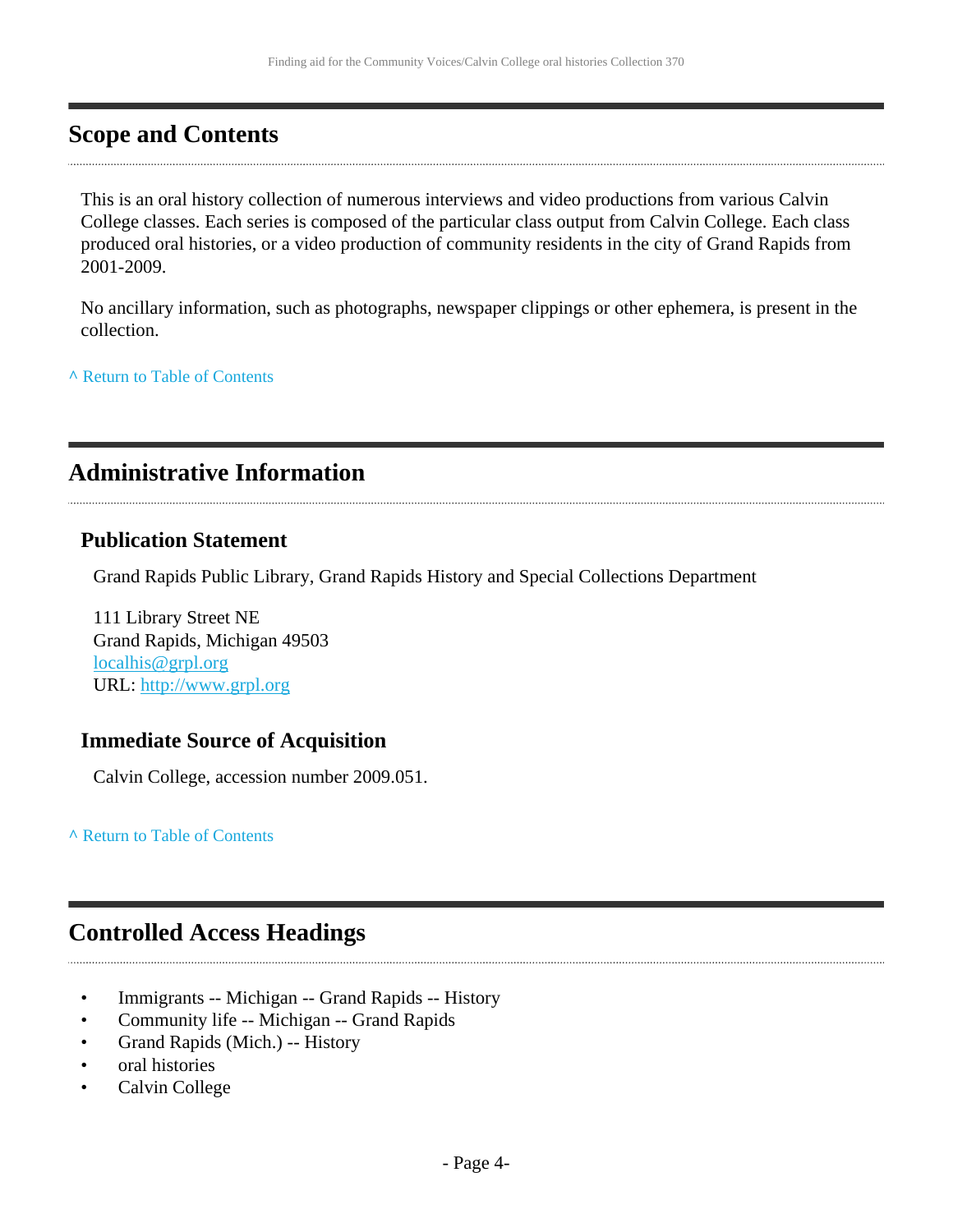## Scope and Contents

This is an oral history collection of numerous interviews and video productions from various Calvin College classes. Each series is composed of the particular class output from Calvin College. Each class produced oral histories, or a video production of community residents in the city of Grand Rapids from 2001-2009.

No ancillary information, such as photographs, newspaper clippings or other ephemera, is present in the collection.

^ Return to Table of Contents

## Administrative Information

### Publication Statement

Grand Rapids Public Library, Grand Rapids History and Special Collections Department

111 Library Street NE
Grand Rapids, Michigan 49503
localhis@grpl.org
URL: http://www.grpl.org

### Immediate Source of Acquisition

Calvin College, accession number 2009.051.

^ Return to Table of Contents

## Controlled Access Headings

- Immigrants -- Michigan -- Grand Rapids -- History
- Community life -- Michigan -- Grand Rapids
- Grand Rapids (Mich.) -- History
- oral histories
- Calvin College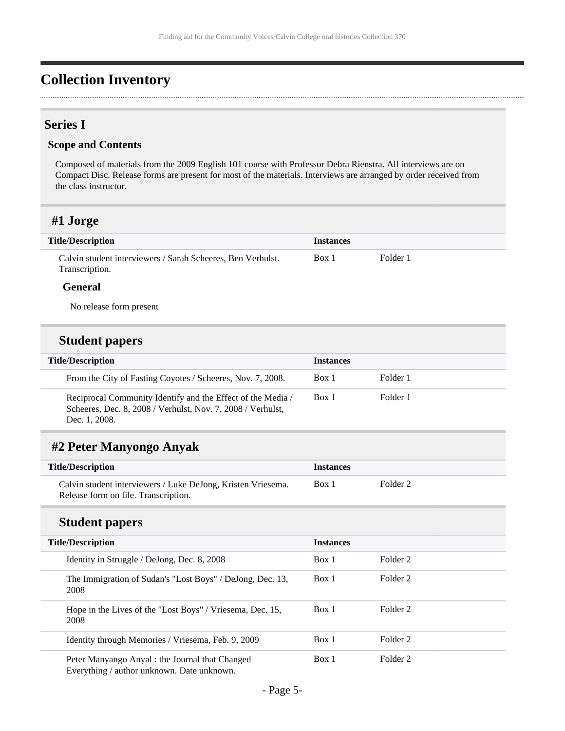# Collection Inventory

## Series I

### Scope and Contents

Composed of materials from the 2009 English 101 course with Professor Debra Rienstra. All interviews are on Compact Disc. Release forms are present for most of the materials. Interviews are arranged by order received from the class instructor.

## #1 Jorge

| Title/Description | Instances | |
|---|---|---|
| Calvin student interviewers / Sarah Scheeres, Ben Verhulst. Transcription. | Box 1 | Folder 1 |

#### General

No release form present

### Student papers

| Title/Description | Instances | |
|---|---|---|
| From the City of Fasting Coyotes / Scheeres, Nov. 7, 2008. | Box 1 | Folder 1 |
| Reciprocal Community Identify and the Effect of the Media / Scheeres, Dec. 8, 2008 / Verhulst, Nov. 7, 2008 / Verhulst, Dec. 1, 2008. | Box 1 | Folder 1 |

## #2 Peter Manyongo Anyak

| Title/Description | Instances | |
|---|---|---|
| Calvin student interviewers / Luke DeJong, Kristen Vriesema. Release form on file. Transcription. | Box 1 | Folder 2 |

### Student papers

| Title/Description | Instances | |
|---|---|---|
| Identity in Struggle / DeJong, Dec. 8, 2008 | Box 1 | Folder 2 |
| The Immigration of Sudan's "Lost Boys" / DeJong, Dec. 13, 2008 | Box 1 | Folder 2 |
| Hope in the Lives of the "Lost Boys" / Vriesema, Dec. 15, 2008 | Box 1 | Folder 2 |
| Identity through Memories / Vriesema, Feb. 9, 2009 | Box 1 | Folder 2 |
| Peter Manyango Anyal : the Journal that Changed Everything / author unknown. Date unknown. | Box 1 | Folder 2 |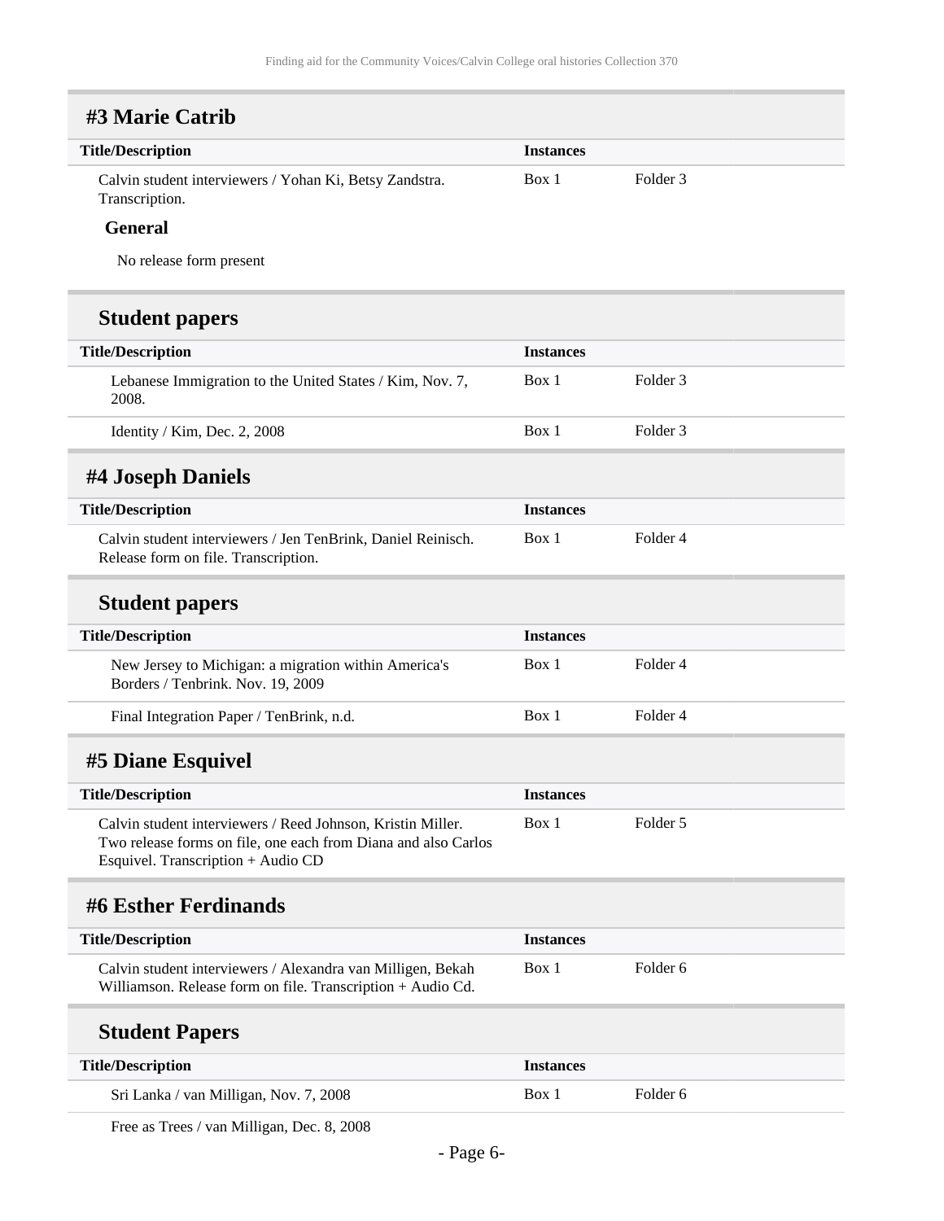## #3 Marie Catrib

| Title/Description | Instances | |
|---|---|---|
| Calvin student interviewers / Yohan Ki, Betsy Zandstra. Transcription. | Box 1 | Folder 3 |

### General

No release form present

### Student papers

| Title/Description | Instances | |
|---|---|---|
| Lebanese Immigration to the United States / Kim, Nov. 7, 2008. | Box 1 | Folder 3 |
| Identity / Kim, Dec. 2, 2008 | Box 1 | Folder 3 |

## #4 Joseph Daniels

| Title/Description | Instances | |
|---|---|---|
| Calvin student interviewers / Jen TenBrink, Daniel Reinisch. Release form on file. Transcription. | Box 1 | Folder 4 |

### Student papers

| Title/Description | Instances | |
|---|---|---|
| New Jersey to Michigan: a migration within America's Borders / Tenbrink. Nov. 19, 2009 | Box 1 | Folder 4 |
| Final Integration Paper / TenBrink, n.d. | Box 1 | Folder 4 |

## #5 Diane Esquivel

| Title/Description | Instances | |
|---|---|---|
| Calvin student interviewers / Reed Johnson, Kristin Miller. Two release forms on file, one each from Diana and also Carlos Esquivel. Transcription + Audio CD | Box 1 | Folder 5 |

## #6 Esther Ferdinands

| Title/Description | Instances | |
|---|---|---|
| Calvin student interviewers / Alexandra van Milligen, Bekah Williamson. Release form on file. Transcription + Audio Cd. | Box 1 | Folder 6 |

### Student Papers

| Title/Description | Instances | |
|---|---|---|
| Sri Lanka / van Milligan, Nov. 7, 2008 | Box 1 | Folder 6 |
| Free as Trees / van Milligan, Dec. 8, 2008 | | |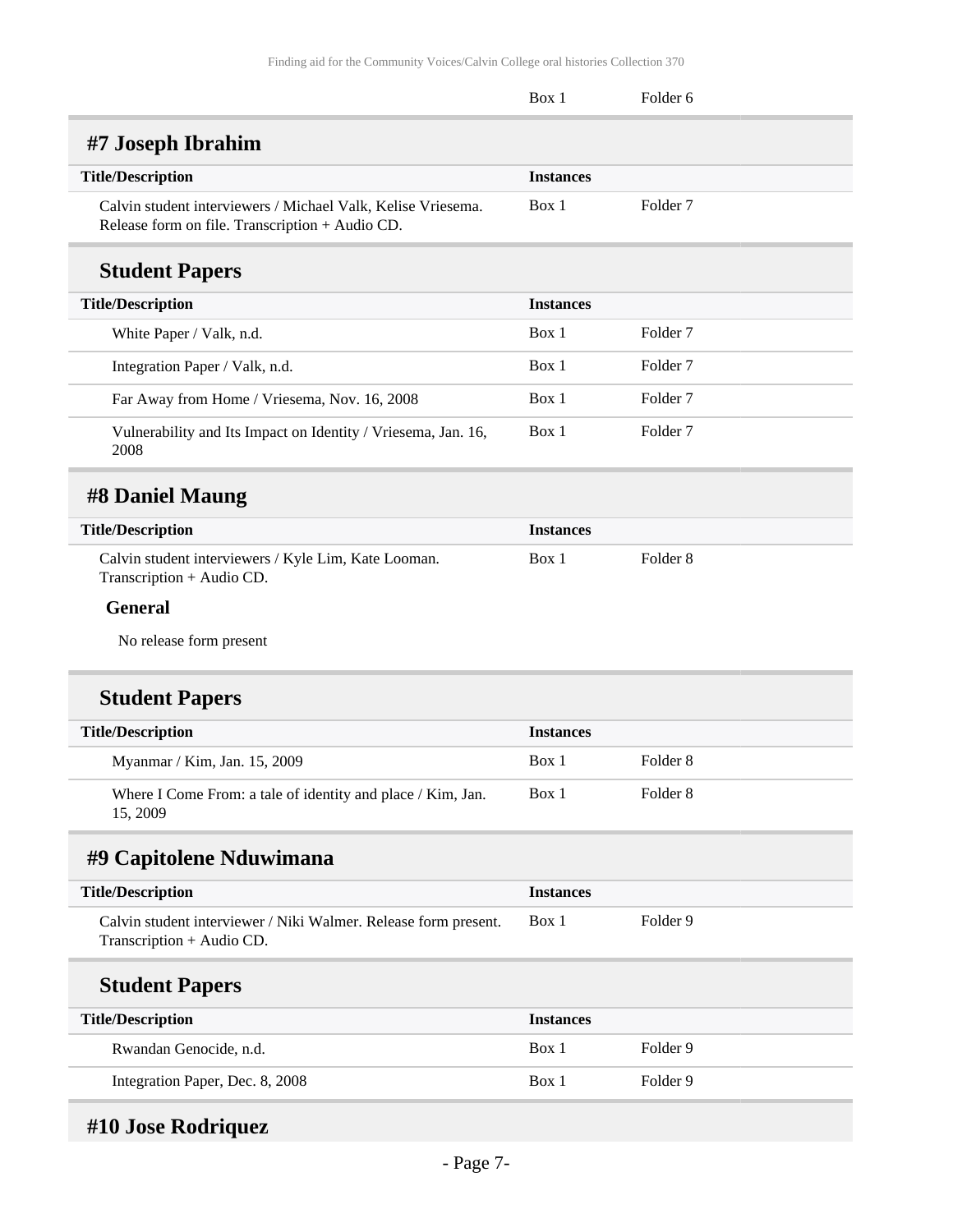| | Box 1 | Folder 6 |
|---|---|---|

## #7 Joseph Ibrahim

| Title/Description | Instances | |
|---|---|---|
| Calvin student interviewers / Michael Valk, Kelise Vriesema. Release form on file. Transcription + Audio CD. | Box 1 | Folder 7 |

### Student Papers

| Title/Description | Instances | |
|---|---|---|
| White Paper / Valk, n.d. | Box 1 | Folder 7 |
| Integration Paper / Valk, n.d. | Box 1 | Folder 7 |
| Far Away from Home / Vriesema, Nov. 16, 2008 | Box 1 | Folder 7 |
| Vulnerability and Its Impact on Identity / Vriesema, Jan. 16, 2008 | Box 1 | Folder 7 |

## #8 Daniel Maung

| Title/Description | Instances | |
|---|---|---|
| Calvin student interviewers / Kyle Lim, Kate Looman. Transcription + Audio CD. | Box 1 | Folder 8 |

**General**

No release form present

### Student Papers

| Title/Description | Instances | |
|---|---|---|
| Myanmar / Kim, Jan. 15, 2009 | Box 1 | Folder 8 |
| Where I Come From: a tale of identity and place / Kim, Jan. 15, 2009 | Box 1 | Folder 8 |

## #9 Capitolene Nduwimana

| Title/Description | Instances | |
|---|---|---|
| Calvin student interviewer / Niki Walmer. Release form present. Transcription + Audio CD. | Box 1 | Folder 9 |

### Student Papers

| Title/Description | Instances | |
|---|---|---|
| Rwandan Genocide, n.d. | Box 1 | Folder 9 |
| Integration Paper, Dec. 8, 2008 | Box 1 | Folder 9 |

## #10 Jose Rodriquez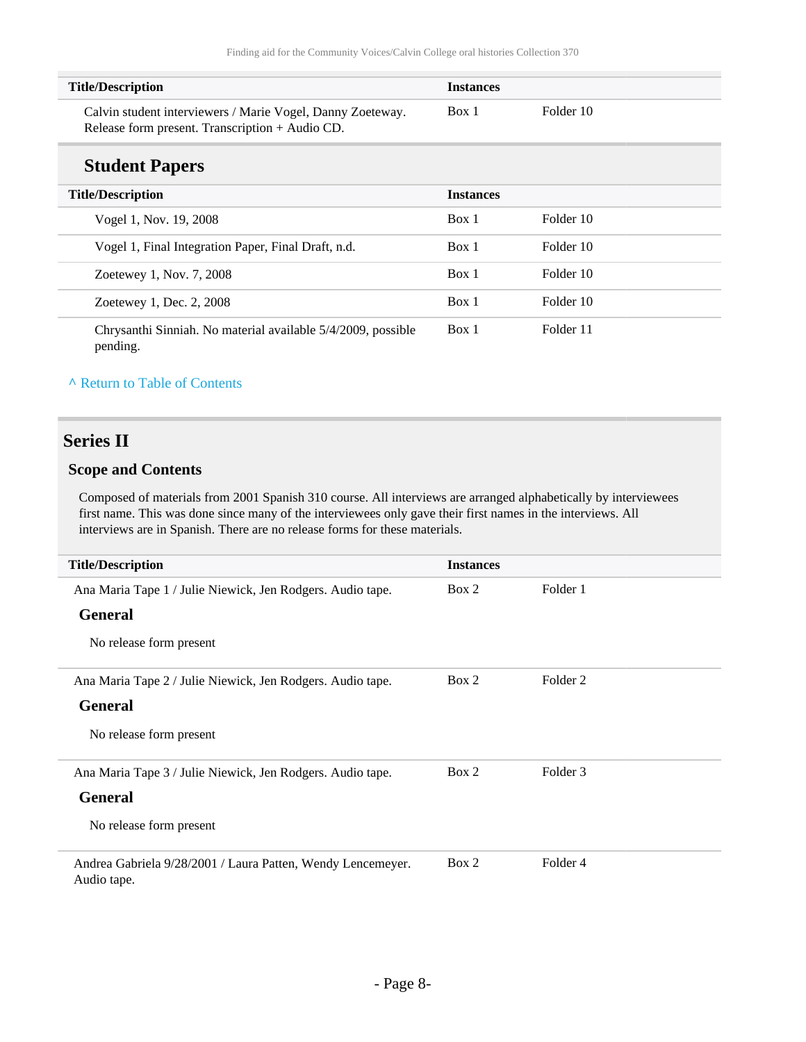| Title/Description | Instances | |
|---|---|---|
| Calvin student interviewers / Marie Vogel, Danny Zoeteway. Release form present. Transcription + Audio CD. | Box 1 | Folder 10 |

### Student Papers

| Title/Description | Instances | |
|---|---|---|
| Vogel 1, Nov. 19, 2008 | Box 1 | Folder 10 |
| Vogel 1, Final Integration Paper, Final Draft, n.d. | Box 1 | Folder 10 |
| Zoetewey 1, Nov. 7, 2008 | Box 1 | Folder 10 |
| Zoetewey 1, Dec. 2, 2008 | Box 1 | Folder 10 |
| Chrysanthi Sinniah. No material available 5/4/2009, possible pending. | Box 1 | Folder 11 |

^ Return to Table of Contents

## Series II

### Scope and Contents

Composed of materials from 2001 Spanish 310 course. All interviews are arranged alphabetically by interviewees first name. This was done since many of the interviewees only gave their first names in the interviews. All interviews are in Spanish. There are no release forms for these materials.

| Title/Description | Instances | |
|---|---|---|
| Ana Maria Tape 1 / Julie Niewick, Jen Rodgers. Audio tape. **General** No release form present | Box 2 | Folder 1 |
| Ana Maria Tape 2 / Julie Niewick, Jen Rodgers. Audio tape. **General** No release form present | Box 2 | Folder 2 |
| Ana Maria Tape 3 / Julie Niewick, Jen Rodgers. Audio tape. **General** No release form present | Box 2 | Folder 3 |
| Andrea Gabriela 9/28/2001 / Laura Patten, Wendy Lencemeyer. Audio tape. | Box 2 | Folder 4 |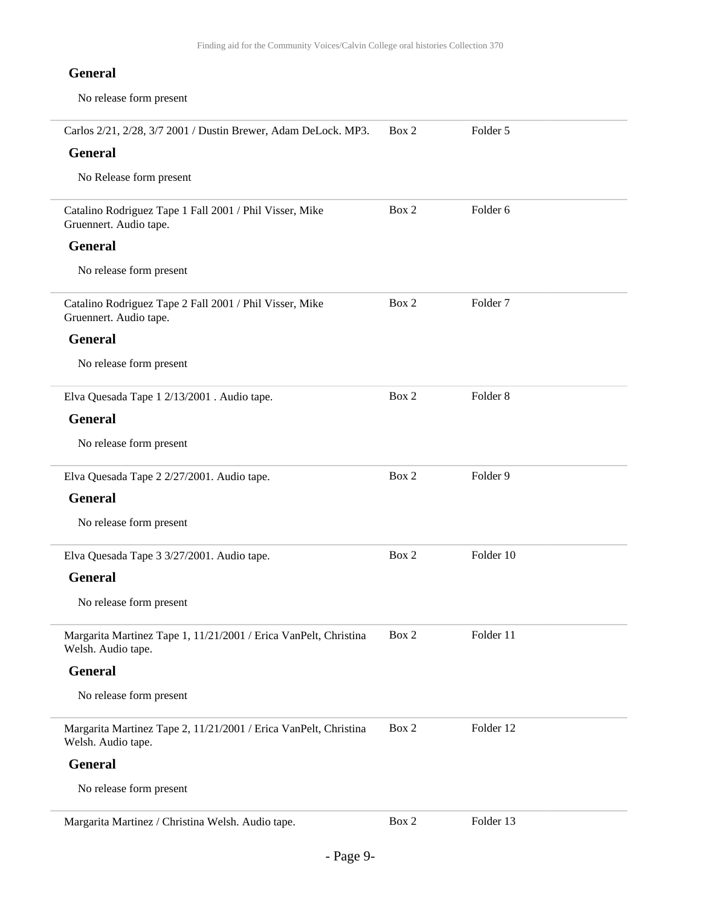### General

No release form present

| | | |
|---|---|---|
| Carlos 2/21, 2/28, 3/7 2001 / Dustin Brewer, Adam DeLock. MP3. | Box 2 | Folder 5 |

### General

No Release form present

| | | |
|---|---|---|
| Catalino Rodriguez Tape 1 Fall 2001 / Phil Visser, Mike Gruennert. Audio tape. | Box 2 | Folder 6 |

### General

No release form present

| | | |
|---|---|---|
| Catalino Rodriguez Tape 2 Fall 2001 / Phil Visser, Mike Gruennert. Audio tape. | Box 2 | Folder 7 |

### General

No release form present

| | | |
|---|---|---|
| Elva Quesada Tape 1 2/13/2001 . Audio tape. | Box 2 | Folder 8 |

### General

No release form present

| | | |
|---|---|---|
| Elva Quesada Tape 2 2/27/2001. Audio tape. | Box 2 | Folder 9 |

### General

No release form present

| | | |
|---|---|---|
| Elva Quesada Tape 3 3/27/2001. Audio tape. | Box 2 | Folder 10 |

### General

No release form present

| | | |
|---|---|---|
| Margarita Martinez Tape 1, 11/21/2001 / Erica VanPelt, Christina Welsh. Audio tape. | Box 2 | Folder 11 |

### General

No release form present

| | | |
|---|---|---|
| Margarita Martinez Tape 2, 11/21/2001 / Erica VanPelt, Christina Welsh. Audio tape. | Box 2 | Folder 12 |

### General

No release form present

| | | |
|---|---|---|
| Margarita Martinez / Christina Welsh. Audio tape. | Box 2 | Folder 13 |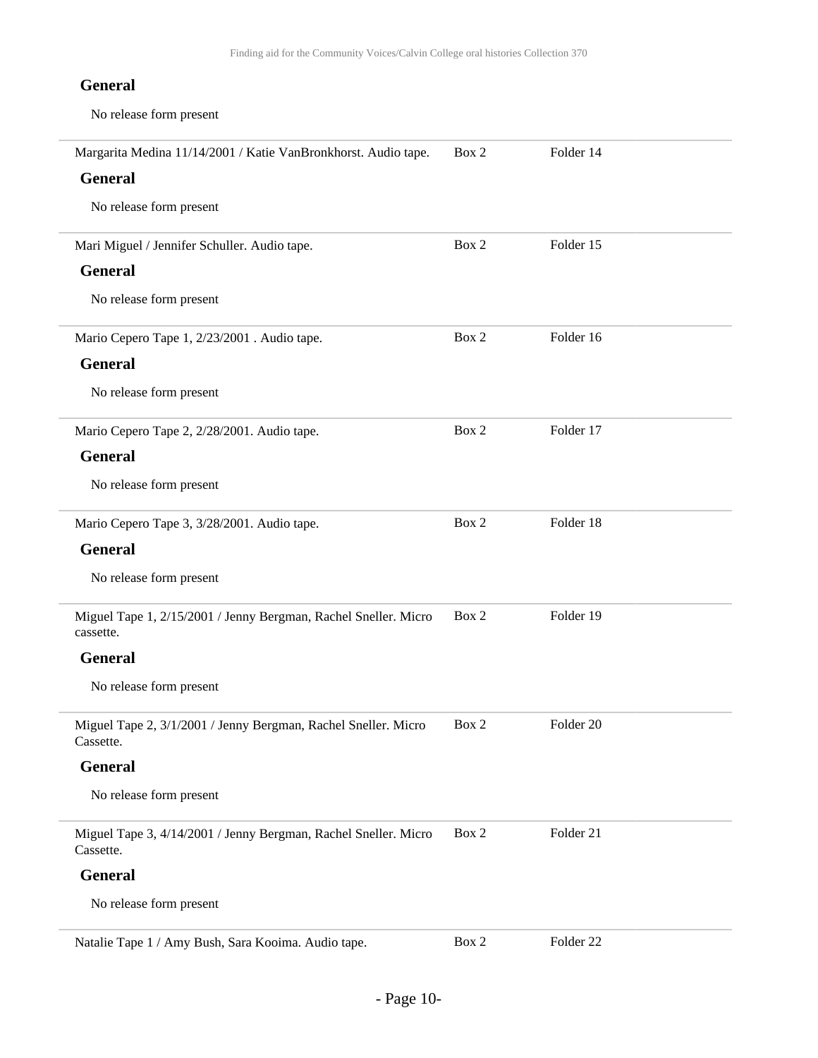**General**

No release form present

---

Margarita Medina 11/14/2001 / Katie VanBronkhorst. Audio tape. Box 2 Folder 14

**General**

No release form present

---

Mari Miguel / Jennifer Schuller. Audio tape. Box 2 Folder 15

**General**

No release form present

---

Mario Cepero Tape 1, 2/23/2001 . Audio tape. Box 2 Folder 16

**General**

No release form present

---

Mario Cepero Tape 2, 2/28/2001. Audio tape. Box 2 Folder 17

**General**

No release form present

---

Mario Cepero Tape 3, 3/28/2001. Audio tape. Box 2 Folder 18

**General**

No release form present

---

Miguel Tape 1, 2/15/2001 / Jenny Bergman, Rachel Sneller. Micro cassette. Box 2 Folder 19

**General**

No release form present

---

Miguel Tape 2, 3/1/2001 / Jenny Bergman, Rachel Sneller. Micro Cassette. Box 2 Folder 20

**General**

No release form present

---

Miguel Tape 3, 4/14/2001 / Jenny Bergman, Rachel Sneller. Micro Cassette. Box 2 Folder 21

**General**

No release form present

---

Natalie Tape 1 / Amy Bush, Sara Kooima. Audio tape. Box 2 Folder 22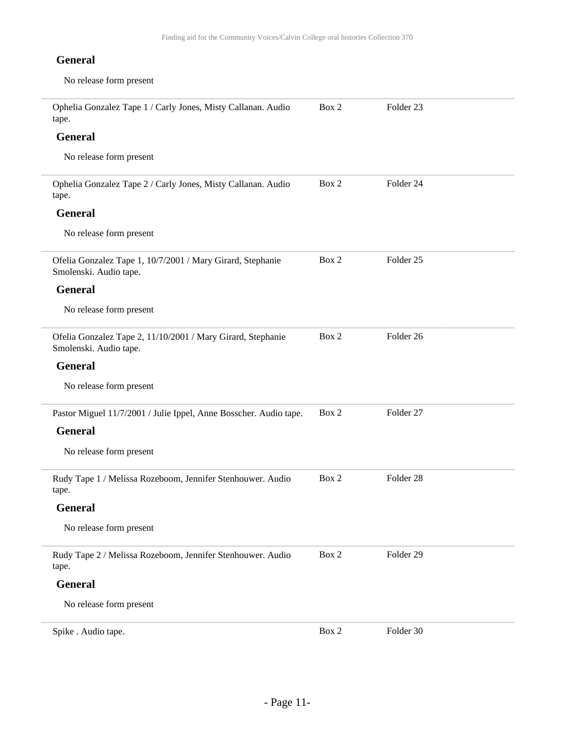### General

No release form present

| | | |
|---|---|---|
| Ophelia Gonzalez Tape 1 / Carly Jones, Misty Callanan. Audio tape. | Box 2 | Folder 23 |

### General

No release form present

| | | |
|---|---|---|
| Ophelia Gonzalez Tape 2 / Carly Jones, Misty Callanan. Audio tape. | Box 2 | Folder 24 |

### General

No release form present

| | | |
|---|---|---|
| Ofelia Gonzalez Tape 1, 10/7/2001 / Mary Girard, Stephanie Smolenski. Audio tape. | Box 2 | Folder 25 |

### General

No release form present

| | | |
|---|---|---|
| Ofelia Gonzalez Tape 2, 11/10/2001 / Mary Girard, Stephanie Smolenski. Audio tape. | Box 2 | Folder 26 |

### General

No release form present

| | | |
|---|---|---|
| Pastor Miguel 11/7/2001 / Julie Ippel, Anne Bosscher. Audio tape. | Box 2 | Folder 27 |

### General

No release form present

| | | |
|---|---|---|
| Rudy Tape 1 / Melissa Rozeboom, Jennifer Stenhouwer. Audio tape. | Box 2 | Folder 28 |

### General

No release form present

| | | |
|---|---|---|
| Rudy Tape 2 / Melissa Rozeboom, Jennifer Stenhouwer. Audio tape. | Box 2 | Folder 29 |

### General

No release form present

| | | |
|---|---|---|
| Spike . Audio tape. | Box 2 | Folder 30 |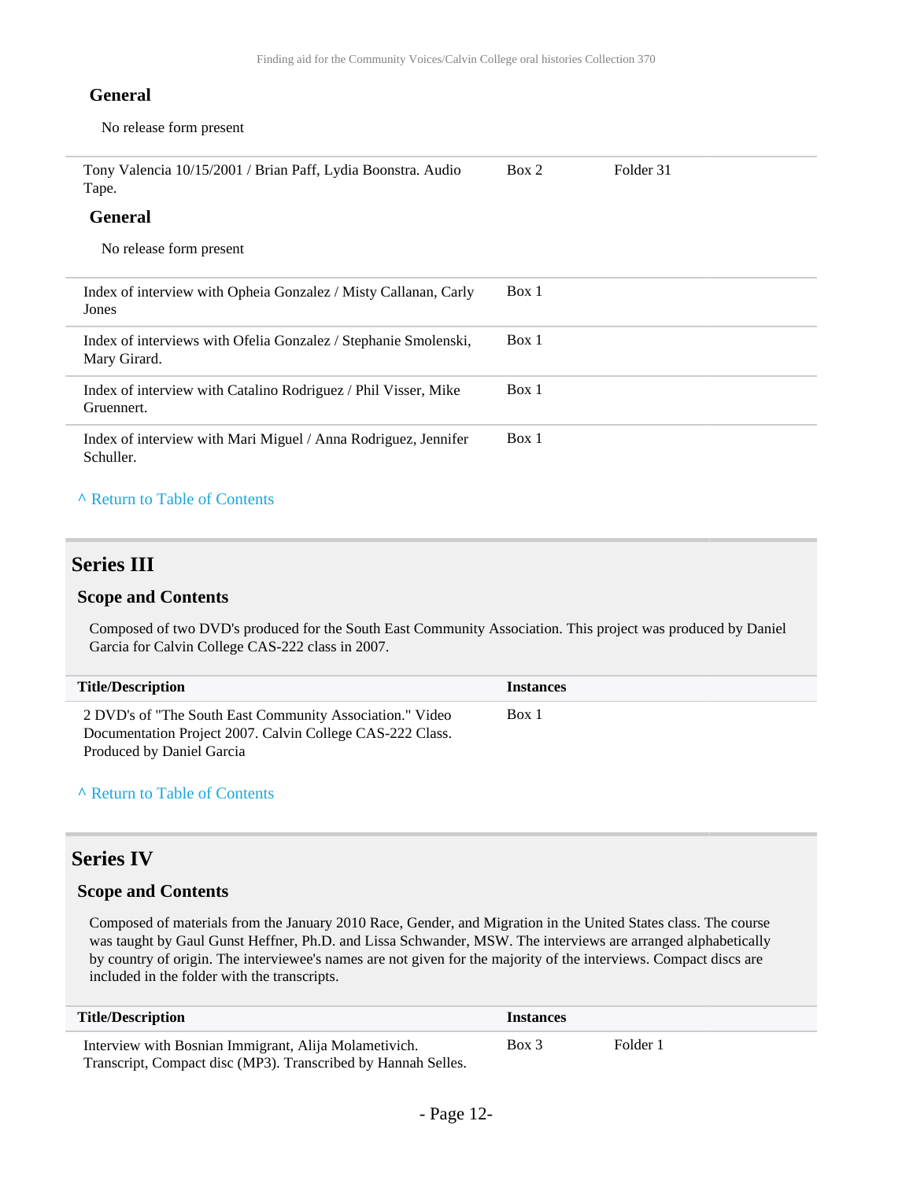#### General

No release form present

| | | |
|---|---|---|
| Tony Valencia 10/15/2001 / Brian Paff, Lydia Boonstra. Audio Tape. | Box 2 | Folder 31 |

#### General

No release form present

| | | |
|---|---|---|
| Index of interview with Opheia Gonzalez / Misty Callanan, Carly Jones | Box 1 | |
| Index of interviews with Ofelia Gonzalez / Stephanie Smolenski, Mary Girard. | Box 1 | |
| Index of interview with Catalino Rodriguez / Phil Visser, Mike Gruennert. | Box 1 | |
| Index of interview with Mari Miguel / Anna Rodriguez, Jennifer Schuller. | Box 1 | |

^ Return to Table of Contents

## Series III

### Scope and Contents

Composed of two DVD's produced for the South East Community Association. This project was produced by Daniel Garcia for Calvin College CAS-222 class in 2007.

| Title/Description | Instances |
|---|---|
| 2 DVD's of "The South East Community Association." Video Documentation Project 2007. Calvin College CAS-222 Class. Produced by Daniel Garcia | Box 1 |

^ Return to Table of Contents

## Series IV

### Scope and Contents

Composed of materials from the January 2010 Race, Gender, and Migration in the United States class. The course was taught by Gaul Gunst Heffner, Ph.D. and Lissa Schwander, MSW. The interviews are arranged alphabetically by country of origin. The interviewee's names are not given for the majority of the interviews. Compact discs are included in the folder with the transcripts.

| Title/Description | Instances | |
|---|---|---|
| Interview with Bosnian Immigrant, Alija Molametivich. Transcript, Compact disc (MP3). Transcribed by Hannah Selles. | Box 3 | Folder 1 |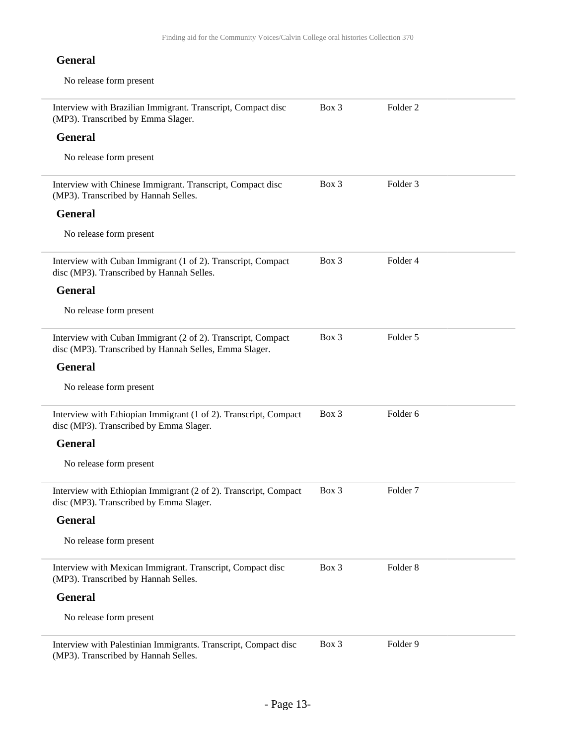#### General

No release form present

| | | |
|---|---|---|
| Interview with Brazilian Immigrant. Transcript, Compact disc (MP3). Transcribed by Emma Slager. | Box 3 | Folder 2 |

#### General

No release form present

| | | |
|---|---|---|
| Interview with Chinese Immigrant. Transcript, Compact disc (MP3). Transcribed by Hannah Selles. | Box 3 | Folder 3 |

#### General

No release form present

| | | |
|---|---|---|
| Interview with Cuban Immigrant (1 of 2). Transcript, Compact disc (MP3). Transcribed by Hannah Selles. | Box 3 | Folder 4 |

#### General

No release form present

| | | |
|---|---|---|
| Interview with Cuban Immigrant (2 of 2). Transcript, Compact disc (MP3). Transcribed by Hannah Selles, Emma Slager. | Box 3 | Folder 5 |

#### General

No release form present

| | | |
|---|---|---|
| Interview with Ethiopian Immigrant (1 of 2). Transcript, Compact disc (MP3). Transcribed by Emma Slager. | Box 3 | Folder 6 |

#### General

No release form present

| | | |
|---|---|---|
| Interview with Ethiopian Immigrant (2 of 2). Transcript, Compact disc (MP3). Transcribed by Emma Slager. | Box 3 | Folder 7 |

#### General

No release form present

| | | |
|---|---|---|
| Interview with Mexican Immigrant. Transcript, Compact disc (MP3). Transcribed by Hannah Selles. | Box 3 | Folder 8 |

#### General

No release form present

| | | |
|---|---|---|
| Interview with Palestinian Immigrants. Transcript, Compact disc (MP3). Transcribed by Hannah Selles. | Box 3 | Folder 9 |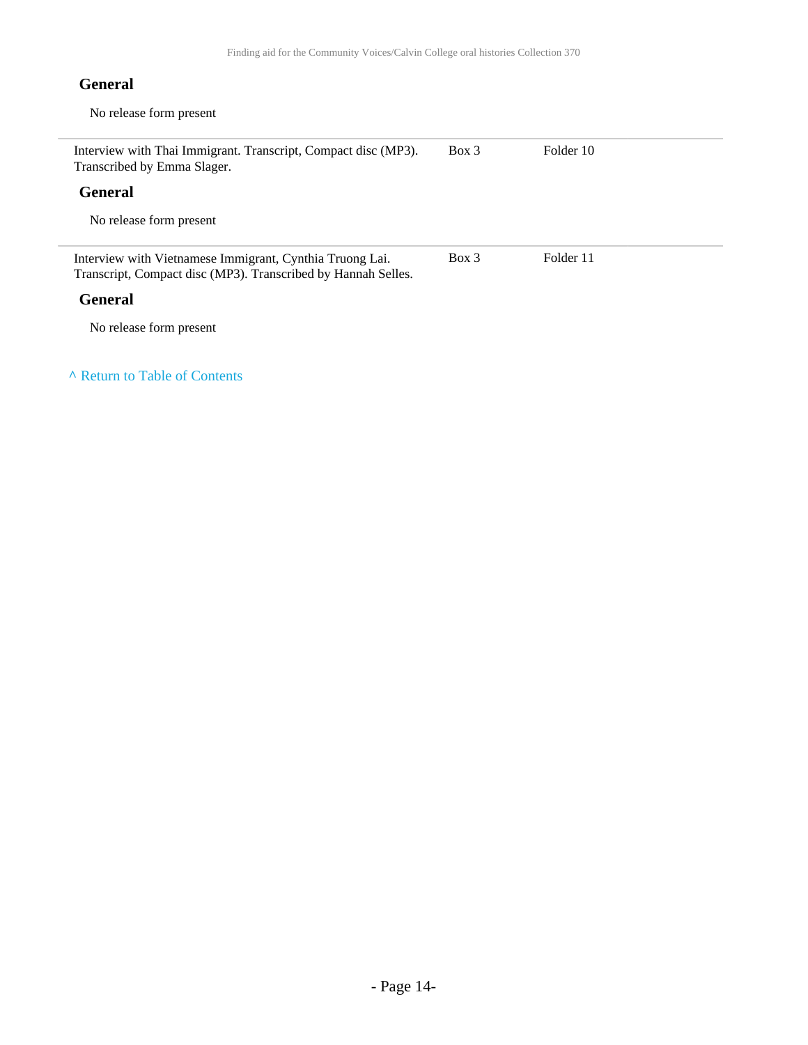### General

No release form present

| | | |
|---|---|---|
| Interview with Thai Immigrant. Transcript, Compact disc (MP3). Transcribed by Emma Slager. | Box 3 | Folder 10 |

### General

No release form present

| | | |
|---|---|---|
| Interview with Vietnamese Immigrant, Cynthia Truong Lai. Transcript, Compact disc (MP3). Transcribed by Hannah Selles. | Box 3 | Folder 11 |

### General

No release form present

^ Return to Table of Contents